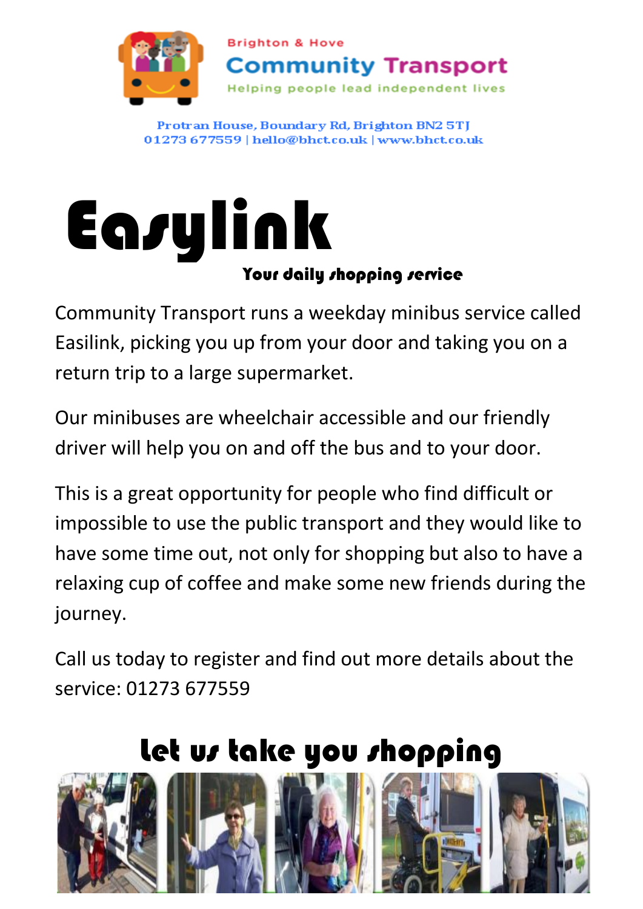Brighton & Hove

**Community Transport**

Helping people lead independent lives

Protran House, Boundary Rd, Brighton BN2 5TJ
01273 677559 | hello@bhct.co.uk | www.bhct.co.uk

# Easylink

**Your daily shopping service**

Community Transport runs a weekday minibus service called Easilink, picking you up from your door and taking you on a return trip to a large supermarket.

Our minibuses are wheelchair accessible and our friendly driver will help you on and off the bus and to your door.

This is a great opportunity for people who find difficult or impossible to use the public transport and they would like to have some time out, not only for shopping but also to have a relaxing cup of coffee and make some new friends during the journey.

Call us today to register and find out more details about the service: 01273 677559

## Let us take you shopping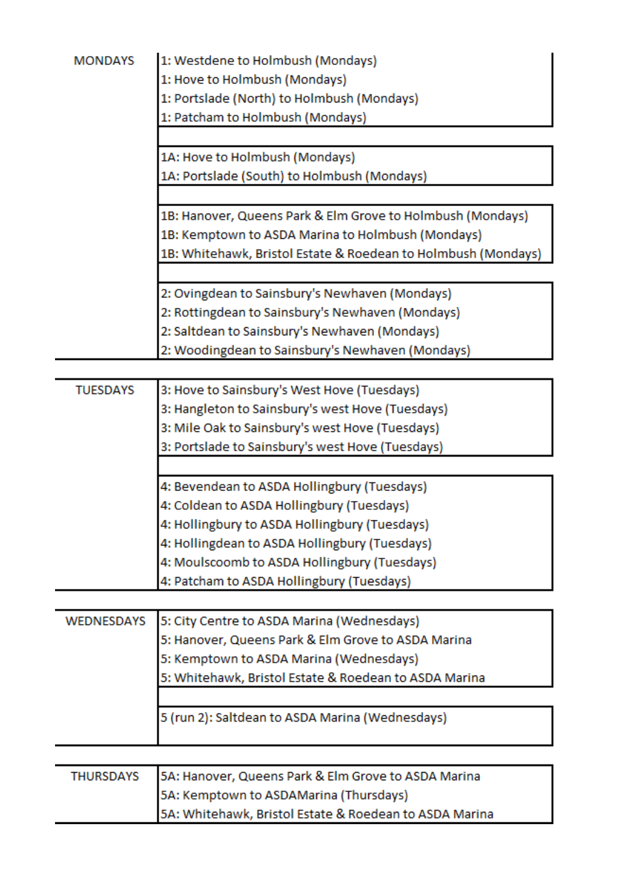| Day | Route |
| --- | --- |
| MONDAYS | 1: Westdene to Holmbush (Mondays) |
| | 1: Hove to Holmbush (Mondays) |
| | 1: Portslade (North) to Holmbush (Mondays) |
| | 1: Patcham to Holmbush (Mondays) |
| | |
| | 1A: Hove to Holmbush (Mondays) |
| | 1A: Portslade (South) to Holmbush (Mondays) |
| | |
| | 1B: Hanover, Queens Park & Elm Grove to Holmbush (Mondays) |
| | 1B: Kemptown to ASDA Marina to Holmbush (Mondays) |
| | 1B: Whitehawk, Bristol Estate & Roedean to Holmbush (Mondays) |
| | |
| | 2: Ovingdean to Sainsbury's Newhaven (Mondays) |
| | 2: Rottingdean to Sainsbury's Newhaven (Mondays) |
| | 2: Saltdean to Sainsbury's Newhaven (Mondays) |
| | 2: Woodingdean to Sainsbury's Newhaven (Mondays) |
| TUESDAYS | 3: Hove to Sainsbury's West Hove (Tuesdays) |
| | 3: Hangleton to Sainsbury's west Hove (Tuesdays) |
| | 3: Mile Oak to Sainsbury's west Hove (Tuesdays) |
| | 3: Portslade to Sainsbury's west Hove (Tuesdays) |
| | |
| | 4: Bevendean to ASDA Hollingbury (Tuesdays) |
| | 4: Coldean to ASDA Hollingbury (Tuesdays) |
| | 4: Hollingbury to ASDA Hollingbury (Tuesdays) |
| | 4: Hollingdean to ASDA Hollingbury (Tuesdays) |
| | 4: Moulscoomb to ASDA Hollingbury (Tuesdays) |
| | 4: Patcham to ASDA Hollingbury (Tuesdays) |
| WEDNESDAYS | 5: City Centre to ASDA Marina (Wednesdays) |
| | 5: Hanover, Queens Park & Elm Grove to ASDA Marina |
| | 5: Kemptown to ASDA Marina (Wednesdays) |
| | 5: Whitehawk, Bristol Estate & Roedean to ASDA Marina |
| | |
| | 5 (run 2): Saltdean to ASDA Marina (Wednesdays) |
| THURSDAYS | 5A: Hanover, Queens Park & Elm Grove to ASDA Marina |
| | 5A: Kemptown to ASDAMarina (Thursdays) |
| | 5A: Whitehawk, Bristol Estate & Roedean to ASDA Marina |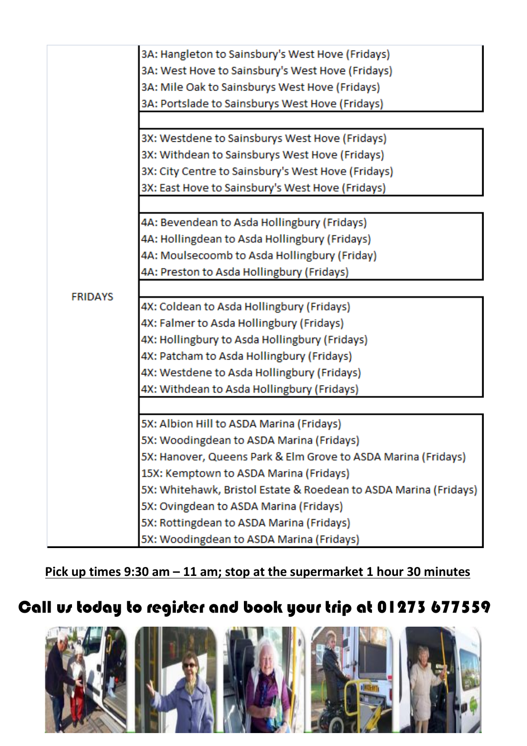| | |
|---|---|
| FRIDAYS | 3A: Hangleton to Sainsbury's West Hove (Fridays)<br>3A: West Hove to Sainsbury's West Hove (Fridays)<br>3A: Mile Oak to Sainsburys West Hove (Fridays)<br>3A: Portslade to Sainsburys West Hove (Fridays) |
| | |
| | 3X: Westdene to Sainsburys West Hove (Fridays)<br>3X: Withdean to Sainsburys West Hove (Fridays)<br>3X: City Centre to Sainsbury's West Hove (Fridays)<br>3X: East Hove to Sainsbury's West Hove (Fridays) |
| | |
| | 4A: Bevendean to Asda Hollingbury (Fridays)<br>4A: Hollingdean to Asda Hollingbury (Fridays)<br>4A: Moulsecoomb to Asda Hollingbury (Friday)<br>4A: Preston to Asda Hollingbury (Fridays) |
| | |
| | 4X: Coldean to Asda Hollingbury (Fridays)<br>4X: Falmer to Asda Hollingbury (Fridays)<br>4X: Hollingbury to Asda Hollingbury (Fridays)<br>4X: Patcham to Asda Hollingbury (Fridays)<br>4X: Westdene to Asda Hollingbury (Fridays)<br>4X: Withdean to Asda Hollingbury (Fridays) |
| | |
| | 5X: Albion Hill to ASDA Marina (Fridays)<br>5X: Woodingdean to ASDA Marina (Fridays)<br>5X: Hanover, Queens Park & Elm Grove to ASDA Marina (Fridays)<br>15X: Kemptown to ASDA Marina (Fridays)<br>5X: Whitehawk, Bristol Estate & Roedean to ASDA Marina (Fridays)<br>5X: Ovingdean to ASDA Marina (Fridays)<br>5X: Rottingdean to ASDA Marina (Fridays)<br>5X: Woodingdean to ASDA Marina (Fridays) |

**Pick up times 9:30 am – 11 am; stop at the supermarket 1 hour 30 minutes**

## Call us today to register and book your trip at 01273 677559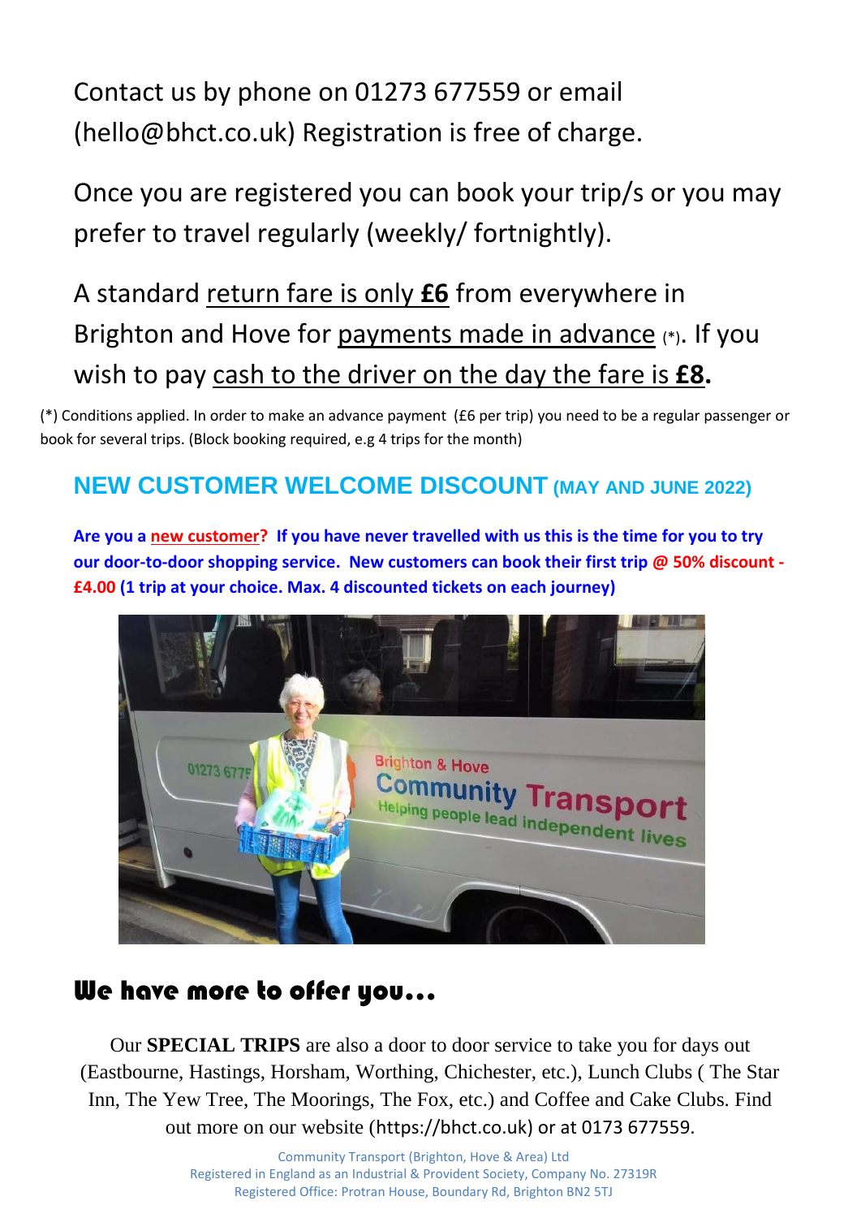Contact us by phone on 01273 677559 or email (hello@bhct.co.uk) Registration is free of charge.

Once you are registered you can book your trip/s or you may prefer to travel regularly (weekly/ fortnightly).

A standard return fare is only **£6** from everywhere in Brighton and Hove for payments made in advance (*). If you wish to pay cash to the driver on the day the fare is **£8.**

(*) Conditions applied. In order to make an advance payment (£6 per trip) you need to be a regular passenger or book for several trips. (Block booking required, e.g 4 trips for the month)

## NEW CUSTOMER WELCOME DISCOUNT (MAY AND JUNE 2022)

**Are you a new customer? If you have never travelled with us this is the time for you to try our door-to-door shopping service. New customers can book their first trip @ 50% discount - £4.00 (1 trip at your choice. Max. 4 discounted tickets on each journey)**

## We have more to offer you...

Our **SPECIAL TRIPS** are also a door to door service to take you for days out (Eastbourne, Hastings, Horsham, Worthing, Chichester, etc.), Lunch Clubs ( The Star Inn, The Yew Tree, The Moorings, The Fox, etc.) and Coffee and Cake Clubs. Find out more on our website (https://bhct.co.uk) or at 0173 677559.

Community Transport (Brighton, Hove & Area) Ltd
Registered in England as an Industrial & Provident Society, Company No. 27319R
Registered Office: Protran House, Boundary Rd, Brighton BN2 5TJ